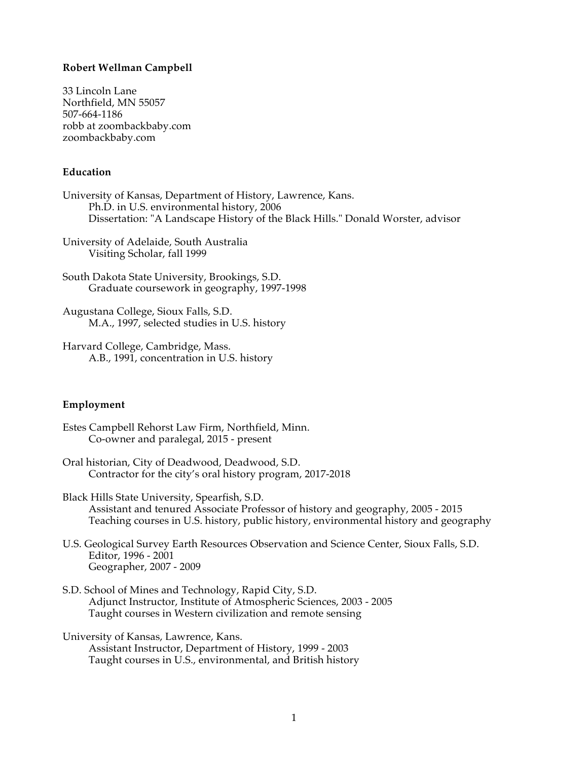**Robert Wellman Campbell**

33 Lincoln Lane
Northfield, MN 55057
507-664-1186
robb at zoombackbaby.com
zoombackbaby.com

## Education

University of Kansas, Department of History, Lawrence, Kans.
Ph.D. in U.S. environmental history, 2006
Dissertation: "A Landscape History of the Black Hills." Donald Worster, advisor

University of Adelaide, South Australia
Visiting Scholar, fall 1999

South Dakota State University, Brookings, S.D.
Graduate coursework in geography, 1997-1998

Augustana College, Sioux Falls, S.D.
M.A., 1997, selected studies in U.S. history

Harvard College, Cambridge, Mass.
A.B., 1991, concentration in U.S. history

## Employment

Estes Campbell Rehorst Law Firm, Northfield, Minn.
Co-owner and paralegal, 2015 - present

Oral historian, City of Deadwood, Deadwood, S.D.
Contractor for the city's oral history program, 2017-2018

Black Hills State University, Spearfish, S.D.
Assistant and tenured Associate Professor of history and geography, 2005 - 2015
Teaching courses in U.S. history, public history, environmental history and geography

U.S. Geological Survey Earth Resources Observation and Science Center, Sioux Falls, S.D.
Editor, 1996 - 2001
Geographer, 2007 - 2009

S.D. School of Mines and Technology, Rapid City, S.D.
Adjunct Instructor, Institute of Atmospheric Sciences, 2003 - 2005
Taught courses in Western civilization and remote sensing

University of Kansas, Lawrence, Kans.
Assistant Instructor, Department of History, 1999 - 2003
Taught courses in U.S., environmental, and British history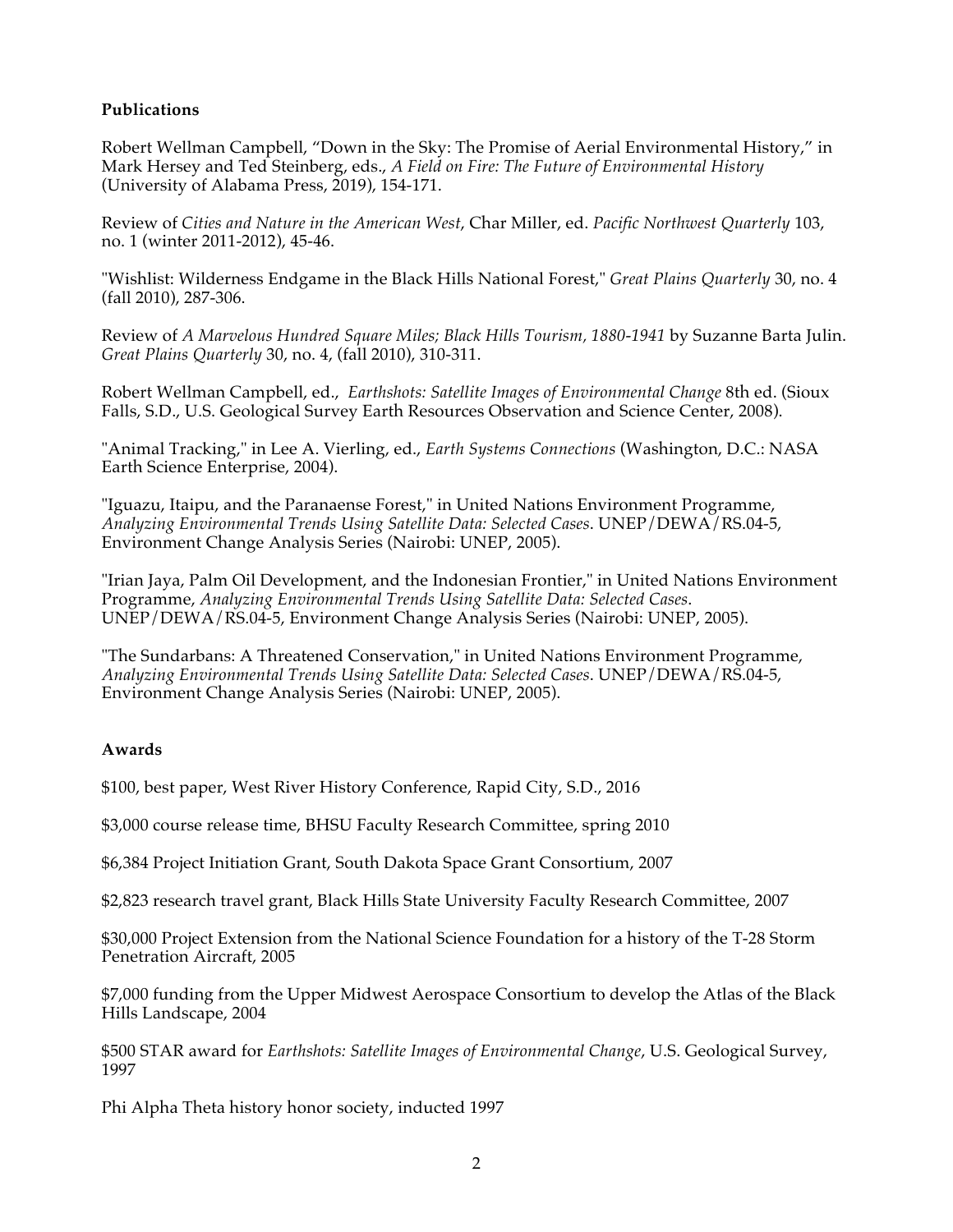## Publications

Robert Wellman Campbell, "Down in the Sky: The Promise of Aerial Environmental History," in Mark Hersey and Ted Steinberg, eds., *A Field on Fire: The Future of Environmental History* (University of Alabama Press, 2019), 154-171.

Review of *Cities and Nature in the American West*, Char Miller, ed. *Pacific Northwest Quarterly* 103, no. 1 (winter 2011-2012), 45-46.

"Wishlist: Wilderness Endgame in the Black Hills National Forest," *Great Plains Quarterly* 30, no. 4 (fall 2010), 287-306.

Review of *A Marvelous Hundred Square Miles; Black Hills Tourism, 1880-1941* by Suzanne Barta Julin. *Great Plains Quarterly* 30, no. 4, (fall 2010), 310-311.

Robert Wellman Campbell, ed., *Earthshots: Satellite Images of Environmental Change* 8th ed. (Sioux Falls, S.D., U.S. Geological Survey Earth Resources Observation and Science Center, 2008).

"Animal Tracking," in Lee A. Vierling, ed., *Earth Systems Connections* (Washington, D.C.: NASA Earth Science Enterprise, 2004).

"Iguazu, Itaipu, and the Paranaense Forest," in United Nations Environment Programme, *Analyzing Environmental Trends Using Satellite Data: Selected Cases*. UNEP/DEWA/RS.04-5, Environment Change Analysis Series (Nairobi: UNEP, 2005).

"Irian Jaya, Palm Oil Development, and the Indonesian Frontier," in United Nations Environment Programme, *Analyzing Environmental Trends Using Satellite Data: Selected Cases*. UNEP/DEWA/RS.04-5, Environment Change Analysis Series (Nairobi: UNEP, 2005).

"The Sundarbans: A Threatened Conservation," in United Nations Environment Programme, *Analyzing Environmental Trends Using Satellite Data: Selected Cases*. UNEP/DEWA/RS.04-5, Environment Change Analysis Series (Nairobi: UNEP, 2005).

## Awards

$100, best paper, West River History Conference, Rapid City, S.D., 2016

$3,000 course release time, BHSU Faculty Research Committee, spring 2010

$6,384 Project Initiation Grant, South Dakota Space Grant Consortium, 2007

$2,823 research travel grant, Black Hills State University Faculty Research Committee, 2007

$30,000 Project Extension from the National Science Foundation for a history of the T-28 Storm Penetration Aircraft, 2005

$7,000 funding from the Upper Midwest Aerospace Consortium to develop the Atlas of the Black Hills Landscape, 2004

$500 STAR award for *Earthshots: Satellite Images of Environmental Change*, U.S. Geological Survey, 1997

Phi Alpha Theta history honor society, inducted 1997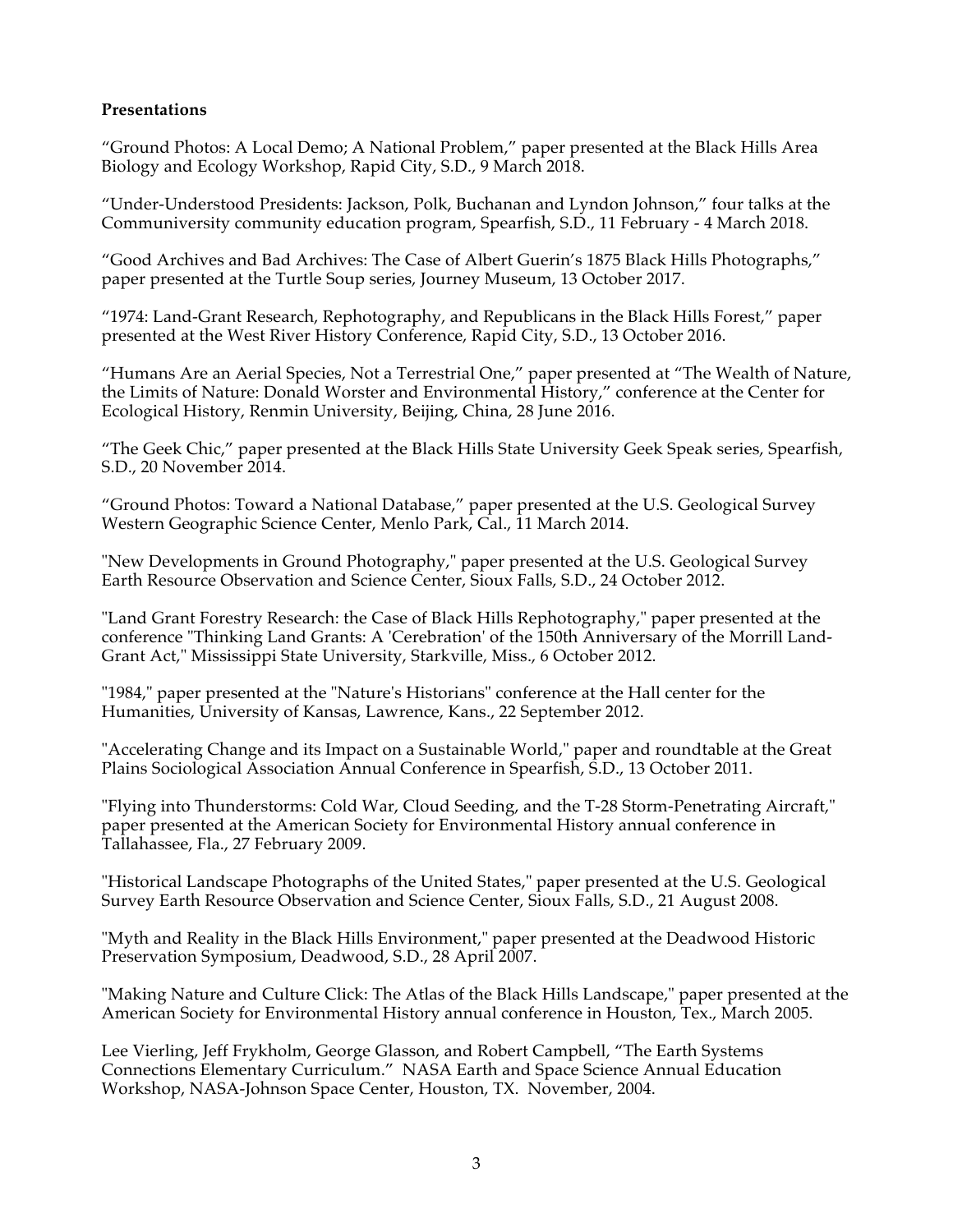**Presentations**

“Ground Photos: A Local Demo; A National Problem,” paper presented at the Black Hills Area Biology and Ecology Workshop, Rapid City, S.D., 9 March 2018.

“Under-Understood Presidents: Jackson, Polk, Buchanan and Lyndon Johnson,” four talks at the Communiversity community education program, Spearfish, S.D., 11 February - 4 March 2018.

“Good Archives and Bad Archives: The Case of Albert Guerin’s 1875 Black Hills Photographs,” paper presented at the Turtle Soup series, Journey Museum, 13 October 2017.

“1974: Land-Grant Research, Rephotography, and Republicans in the Black Hills Forest,” paper presented at the West River History Conference, Rapid City, S.D., 13 October 2016.

“Humans Are an Aerial Species, Not a Terrestrial One,” paper presented at “The Wealth of Nature, the Limits of Nature: Donald Worster and Environmental History,” conference at the Center for Ecological History, Renmin University, Beijing, China, 28 June 2016.

“The Geek Chic,” paper presented at the Black Hills State University Geek Speak series, Spearfish, S.D., 20 November 2014.

“Ground Photos: Toward a National Database,” paper presented at the U.S. Geological Survey Western Geographic Science Center, Menlo Park, Cal., 11 March 2014.

"New Developments in Ground Photography," paper presented at the U.S. Geological Survey Earth Resource Observation and Science Center, Sioux Falls, S.D., 24 October 2012.

"Land Grant Forestry Research: the Case of Black Hills Rephotography," paper presented at the conference "Thinking Land Grants: A 'Cerebration' of the 150th Anniversary of the Morrill Land-Grant Act," Mississippi State University, Starkville, Miss., 6 October 2012.

"1984," paper presented at the "Nature's Historians" conference at the Hall center for the Humanities, University of Kansas, Lawrence, Kans., 22 September 2012.

"Accelerating Change and its Impact on a Sustainable World," paper and roundtable at the Great Plains Sociological Association Annual Conference in Spearfish, S.D., 13 October 2011.

"Flying into Thunderstorms: Cold War, Cloud Seeding, and the T-28 Storm-Penetrating Aircraft," paper presented at the American Society for Environmental History annual conference in Tallahassee, Fla., 27 February 2009.

"Historical Landscape Photographs of the United States," paper presented at the U.S. Geological Survey Earth Resource Observation and Science Center, Sioux Falls, S.D., 21 August 2008.

"Myth and Reality in the Black Hills Environment," paper presented at the Deadwood Historic Preservation Symposium, Deadwood, S.D., 28 April 2007.

"Making Nature and Culture Click: The Atlas of the Black Hills Landscape," paper presented at the American Society for Environmental History annual conference in Houston, Tex., March 2005.

Lee Vierling, Jeff Frykholm, George Glasson, and Robert Campbell, “The Earth Systems Connections Elementary Curriculum.” NASA Earth and Space Science Annual Education Workshop, NASA-Johnson Space Center, Houston, TX. November, 2004.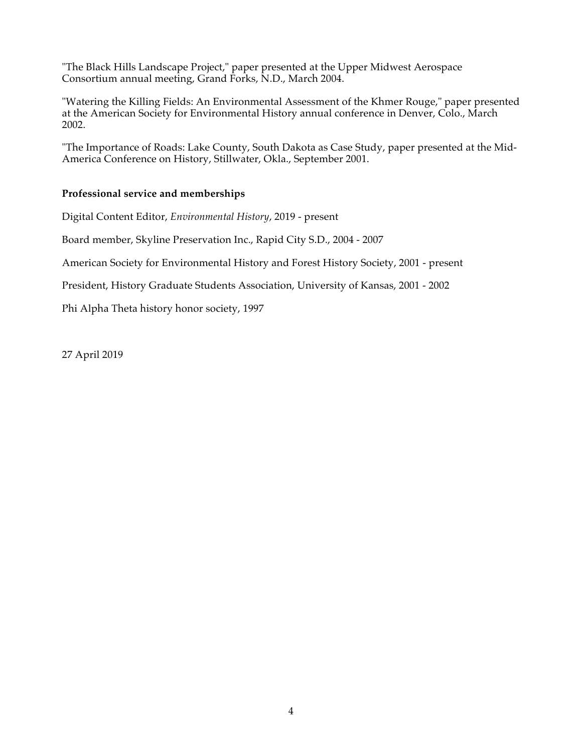"The Black Hills Landscape Project," paper presented at the Upper Midwest Aerospace Consortium annual meeting, Grand Forks, N.D., March 2004.

"Watering the Killing Fields: An Environmental Assessment of the Khmer Rouge," paper presented at the American Society for Environmental History annual conference in Denver, Colo., March 2002.

"The Importance of Roads: Lake County, South Dakota as Case Study, paper presented at the Mid-America Conference on History, Stillwater, Okla., September 2001.

**Professional service and memberships**

Digital Content Editor, *Environmental History*, 2019 - present

Board member, Skyline Preservation Inc., Rapid City S.D., 2004 - 2007

American Society for Environmental History and Forest History Society, 2001 - present

President, History Graduate Students Association, University of Kansas, 2001 - 2002

Phi Alpha Theta history honor society, 1997

27 April 2019